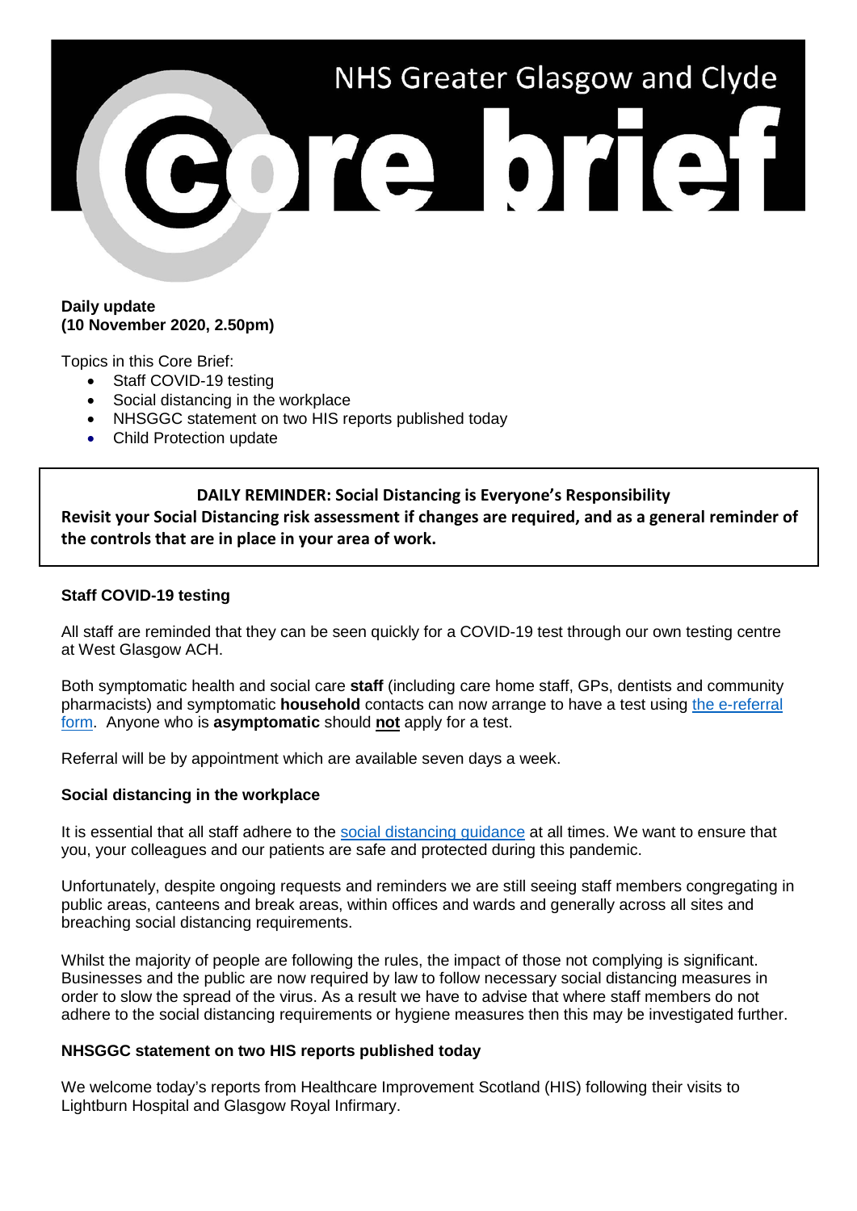# NHS Greater Glasgow and Clyde Core brief

**Daily update**
**(10 November 2020, 2.50pm)**

Topics in this Core Brief:

- Staff COVID-19 testing
- Social distancing in the workplace
- NHSGGC statement on two HIS reports published today
- Child Protection update

**DAILY REMINDER: Social Distancing is Everyone's Responsibility**
**Revisit your Social Distancing risk assessment if changes are required, and as a general reminder of the controls that are in place in your area of work.**

### Staff COVID-19 testing

All staff are reminded that they can be seen quickly for a COVID-19 test through our own testing centre at West Glasgow ACH.

Both symptomatic health and social care **staff** (including care home staff, GPs, dentists and community pharmacists) and symptomatic **household** contacts can now arrange to have a test using the e-referral form. Anyone who is **asymptomatic** should **not** apply for a test.

Referral will be by appointment which are available seven days a week.

### Social distancing in the workplace

It is essential that all staff adhere to the social distancing guidance at all times. We want to ensure that you, your colleagues and our patients are safe and protected during this pandemic.

Unfortunately, despite ongoing requests and reminders we are still seeing staff members congregating in public areas, canteens and break areas, within offices and wards and generally across all sites and breaching social distancing requirements.

Whilst the majority of people are following the rules, the impact of those not complying is significant. Businesses and the public are now required by law to follow necessary social distancing measures in order to slow the spread of the virus. As a result we have to advise that where staff members do not adhere to the social distancing requirements or hygiene measures then this may be investigated further.

### NHSGGC statement on two HIS reports published today

We welcome today's reports from Healthcare Improvement Scotland (HIS) following their visits to Lightburn Hospital and Glasgow Royal Infirmary.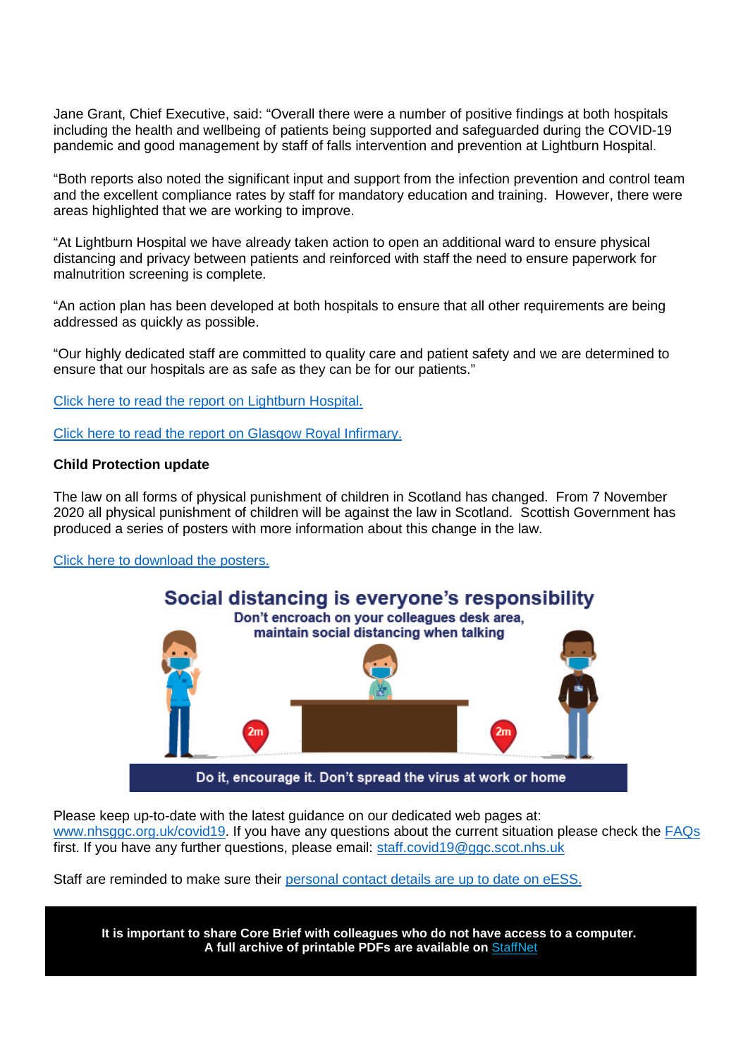Jane Grant, Chief Executive, said: "Overall there were a number of positive findings at both hospitals including the health and wellbeing of patients being supported and safeguarded during the COVID-19 pandemic and good management by staff of falls intervention and prevention at Lightburn Hospital.

"Both reports also noted the significant input and support from the infection prevention and control team and the excellent compliance rates by staff for mandatory education and training. However, there were areas highlighted that we are working to improve.

"At Lightburn Hospital we have already taken action to open an additional ward to ensure physical distancing and privacy between patients and reinforced with staff the need to ensure paperwork for malnutrition screening is complete.

"An action plan has been developed at both hospitals to ensure that all other requirements are being addressed as quickly as possible.

"Our highly dedicated staff are committed to quality care and patient safety and we are determined to ensure that our hospitals are as safe as they can be for our patients."

Click here to read the report on Lightburn Hospital.

Click here to read the report on Glasgow Royal Infirmary.

**Child Protection update**

The law on all forms of physical punishment of children in Scotland has changed. From 7 November 2020 all physical punishment of children will be against the law in Scotland. Scottish Government has produced a series of posters with more information about this change in the law.

Click here to download the posters.

**Social distancing is everyone's responsibility**

**Don't encroach on your colleagues desk area, maintain social distancing when talking**

2m

2m

**Do it, encourage it. Don't spread the virus at work or home**

Please keep up-to-date with the latest guidance on our dedicated web pages at: www.nhsggc.org.uk/covid19. If you have any questions about the current situation please check the FAQs first. If you have any further questions, please email: staff.covid19@ggc.scot.nhs.uk

Staff are reminded to make sure their personal contact details are up to date on eESS.

**It is important to share Core Brief with colleagues who do not have access to a computer.**
**A full archive of printable PDFs are available on StaffNet**